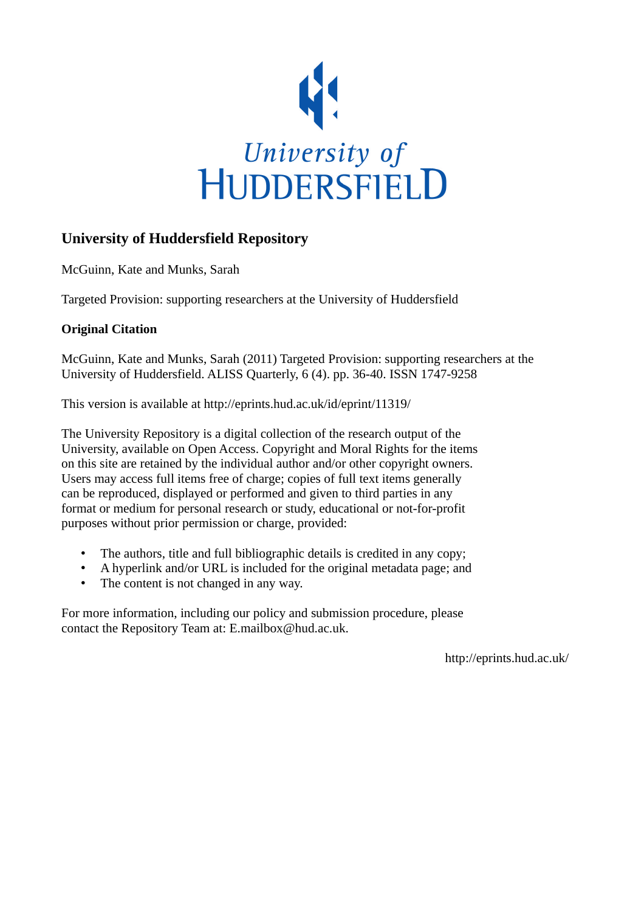University of HUDDERSFIELD

## University of Huddersfield Repository

McGuinn, Kate and Munks, Sarah

Targeted Provision: supporting researchers at the University of Huddersfield

### Original Citation

McGuinn, Kate and Munks, Sarah (2011) Targeted Provision: supporting researchers at the University of Huddersfield. ALISS Quarterly, 6 (4). pp. 36-40. ISSN 1747-9258

This version is available at http://eprints.hud.ac.uk/id/eprint/11319/

The University Repository is a digital collection of the research output of the University, available on Open Access. Copyright and Moral Rights for the items on this site are retained by the individual author and/or other copyright owners. Users may access full items free of charge; copies of full text items generally can be reproduced, displayed or performed and given to third parties in any format or medium for personal research or study, educational or not-for-profit purposes without prior permission or charge, provided:

- The authors, title and full bibliographic details is credited in any copy;
- A hyperlink and/or URL is included for the original metadata page; and
- The content is not changed in any way.

For more information, including our policy and submission procedure, please contact the Repository Team at: E.mailbox@hud.ac.uk.

http://eprints.hud.ac.uk/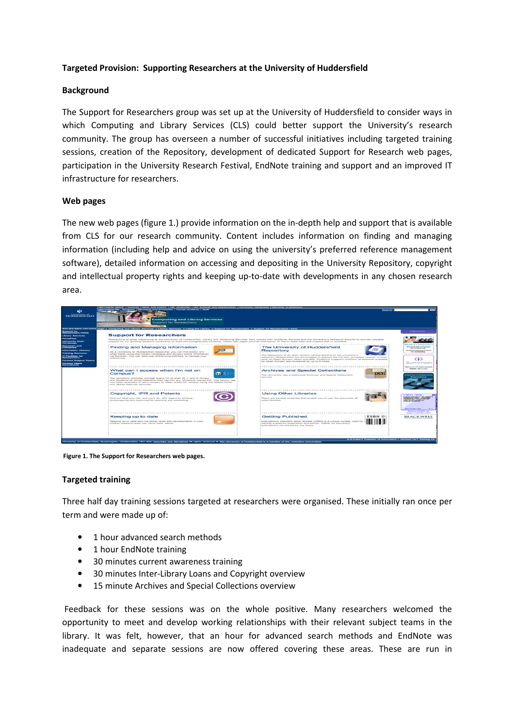**Targeted Provision: Supporting Researchers at the University of Huddersfield**

**Background**

The Support for Researchers group was set up at the University of Huddersfield to consider ways in which Computing and Library Services (CLS) could better support the University's research community. The group has overseen a number of successful initiatives including targeted training sessions, creation of the Repository, development of dedicated Support for Research web pages, participation in the University Research Festival, EndNote training and support and an improved IT infrastructure for researchers.

**Web pages**

The new web pages (figure 1.) provide information on the in-depth help and support that is available from CLS for our research community. Content includes information on finding and managing information (including help and advice on using the university's preferred reference management software), detailed information on accessing and depositing in the University Repository, copyright and intellectual property rights and keeping up-to-date with developments in any chosen research area.

**Figure 1. The Support for Researchers web pages.**

**Targeted training**

Three half day training sessions targeted at researchers were organised. These initially ran once per term and were made up of:

- 1 hour advanced search methods
- 1 hour EndNote training
- 30 minutes current awareness training
- 30 minutes Inter-Library Loans and Copyright overview
- 15 minute Archives and Special Collections overview

Feedback for these sessions was on the whole positive. Many researchers welcomed the opportunity to meet and develop working relationships with their relevant subject teams in the library. It was felt, however, that an hour for advanced search methods and EndNote was inadequate and separate sessions are now offered covering these areas. These are run in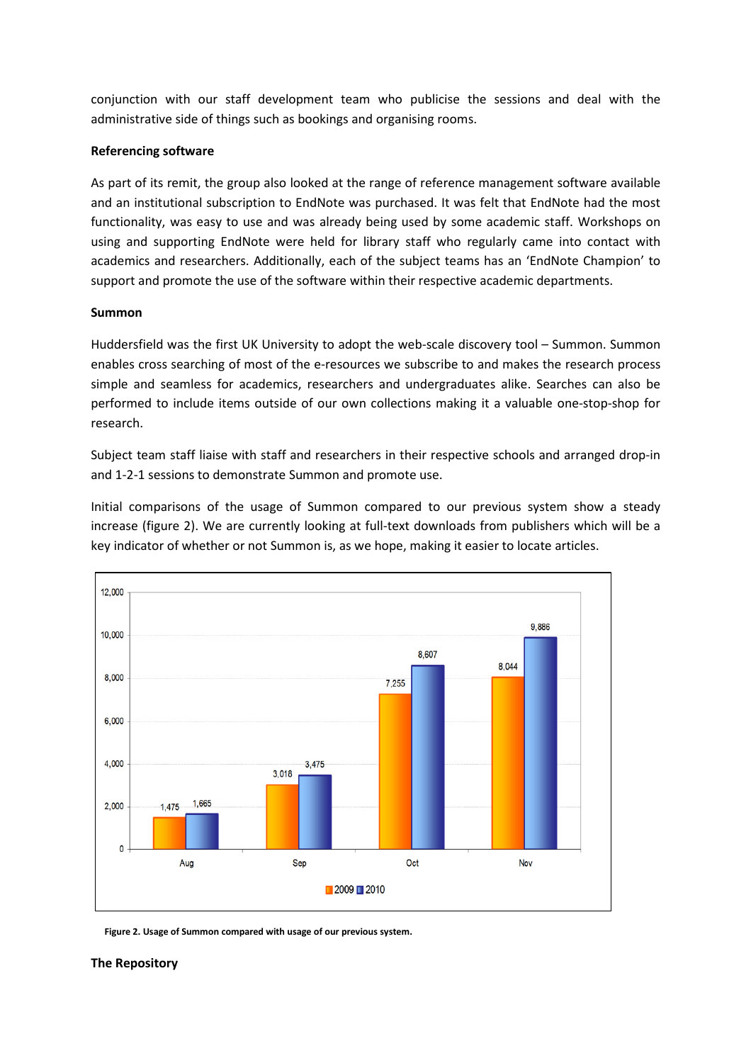conjunction with our staff development team who publicise the sessions and deal with the administrative side of things such as bookings and organising rooms.

**Referencing software**

As part of its remit, the group also looked at the range of reference management software available and an institutional subscription to EndNote was purchased. It was felt that EndNote had the most functionality, was easy to use and was already being used by some academic staff. Workshops on using and supporting EndNote were held for library staff who regularly came into contact with academics and researchers. Additionally, each of the subject teams has an 'EndNote Champion' to support and promote the use of the software within their respective academic departments.

**Summon**

Huddersfield was the first UK University to adopt the web-scale discovery tool – Summon. Summon enables cross searching of most of the e-resources we subscribe to and makes the research process simple and seamless for academics, researchers and undergraduates alike. Searches can also be performed to include items outside of our own collections making it a valuable one-stop-shop for research.

Subject team staff liaise with staff and researchers in their respective schools and arranged drop-in and 1-2-1 sessions to demonstrate Summon and promote use.

Initial comparisons of the usage of Summon compared to our previous system show a steady increase (figure 2). We are currently looking at full-text downloads from publishers which will be a key indicator of whether or not Summon is, as we hope, making it easier to locate articles.

| | 2009 | 2010 |
|---|---|---|
| Aug | 1,475 | 1,665 |
| Sep | 3,018 | 3,475 |
| Oct | 7,255 | 8,607 |
| Nov | 8,044 | 9,886 |

**Figure 2. Usage of Summon compared with usage of our previous system.**

**The Repository**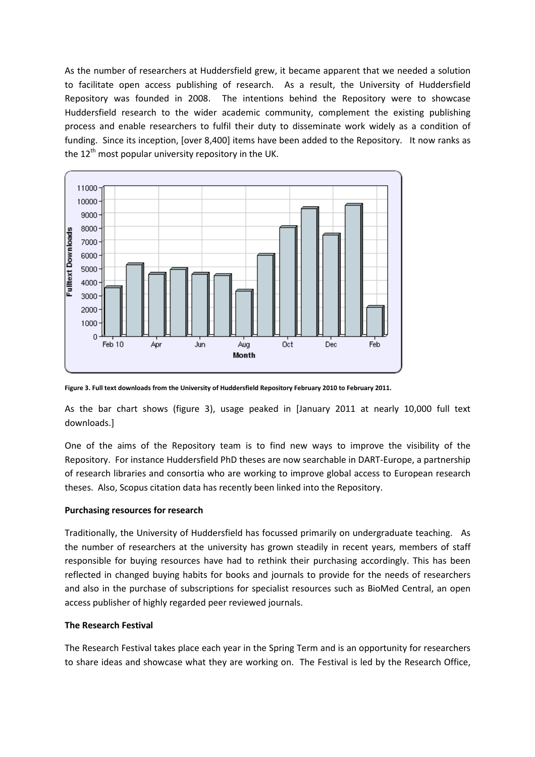As the number of researchers at Huddersfield grew, it became apparent that we needed a solution to facilitate open access publishing of research. As a result, the University of Huddersfield Repository was founded in 2008. The intentions behind the Repository were to showcase Huddersfield research to the wider academic community, complement the existing publishing process and enable researchers to fulfil their duty to disseminate work widely as a condition of funding. Since its inception, [over 8,400] items have been added to the Repository. It now ranks as the 12th most popular university repository in the UK.

**Figure 3. Full text downloads from the University of Huddersfield Repository February 2010 to February 2011.**

As the bar chart shows (figure 3), usage peaked in [January 2011 at nearly 10,000 full text downloads.]

One of the aims of the Repository team is to find new ways to improve the visibility of the Repository. For instance Huddersfield PhD theses are now searchable in DART-Europe, a partnership of research libraries and consortia who are working to improve global access to European research theses. Also, Scopus citation data has recently been linked into the Repository.

**Purchasing resources for research**

Traditionally, the University of Huddersfield has focussed primarily on undergraduate teaching. As the number of researchers at the university has grown steadily in recent years, members of staff responsible for buying resources have had to rethink their purchasing accordingly. This has been reflected in changed buying habits for books and journals to provide for the needs of researchers and also in the purchase of subscriptions for specialist resources such as BioMed Central, an open access publisher of highly regarded peer reviewed journals.

**The Research Festival**

The Research Festival takes place each year in the Spring Term and is an opportunity for researchers to share ideas and showcase what they are working on. The Festival is led by the Research Office,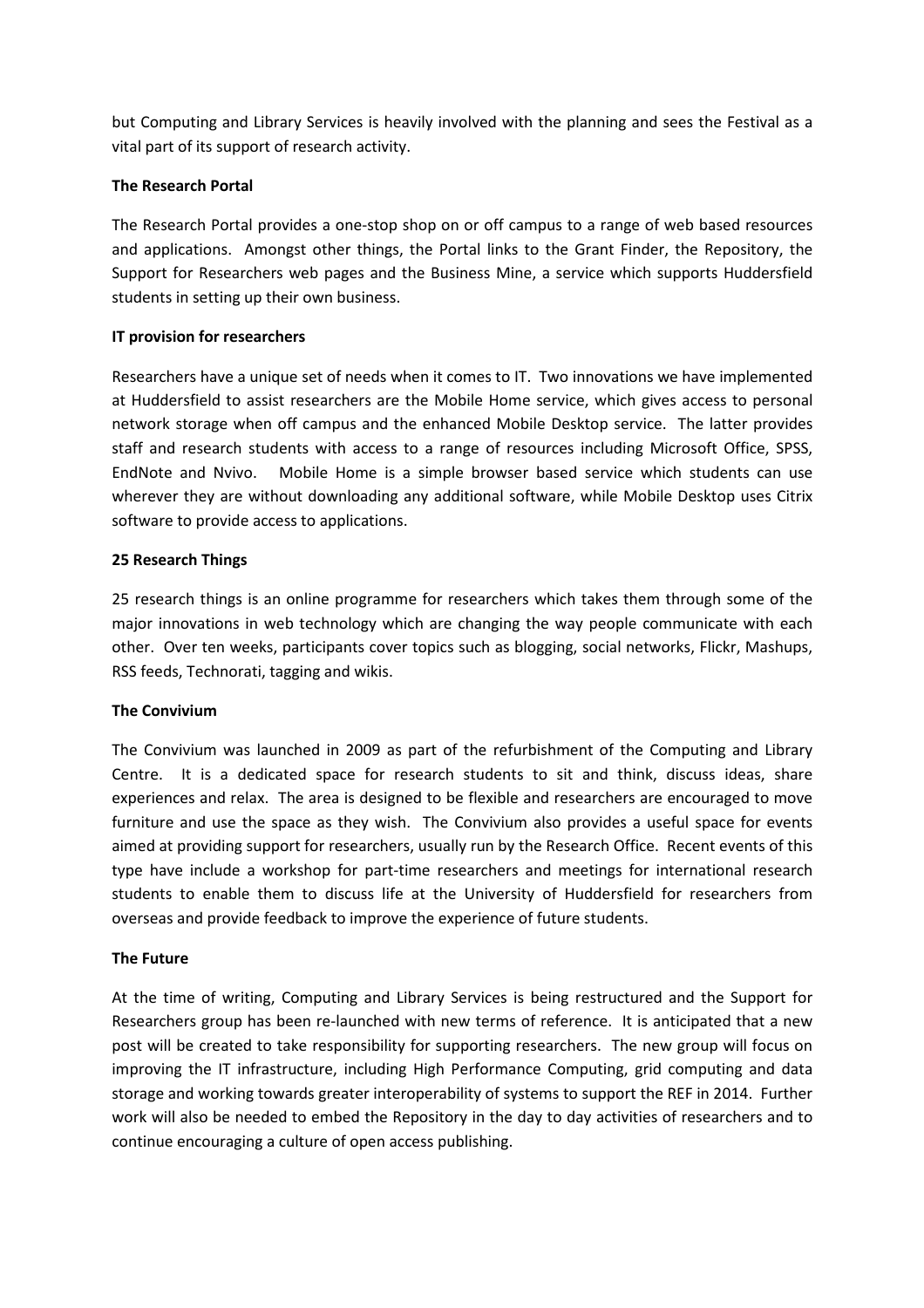but Computing and Library Services is heavily involved with the planning and sees the Festival as a vital part of its support of research activity.

**The Research Portal**

The Research Portal provides a one-stop shop on or off campus to a range of web based resources and applications. Amongst other things, the Portal links to the Grant Finder, the Repository, the Support for Researchers web pages and the Business Mine, a service which supports Huddersfield students in setting up their own business.

**IT provision for researchers**

Researchers have a unique set of needs when it comes to IT. Two innovations we have implemented at Huddersfield to assist researchers are the Mobile Home service, which gives access to personal network storage when off campus and the enhanced Mobile Desktop service. The latter provides staff and research students with access to a range of resources including Microsoft Office, SPSS, EndNote and Nvivo. Mobile Home is a simple browser based service which students can use wherever they are without downloading any additional software, while Mobile Desktop uses Citrix software to provide access to applications.

**25 Research Things**

25 research things is an online programme for researchers which takes them through some of the major innovations in web technology which are changing the way people communicate with each other. Over ten weeks, participants cover topics such as blogging, social networks, Flickr, Mashups, RSS feeds, Technorati, tagging and wikis.

**The Convivium**

The Convivium was launched in 2009 as part of the refurbishment of the Computing and Library Centre. It is a dedicated space for research students to sit and think, discuss ideas, share experiences and relax. The area is designed to be flexible and researchers are encouraged to move furniture and use the space as they wish. The Convivium also provides a useful space for events aimed at providing support for researchers, usually run by the Research Office. Recent events of this type have include a workshop for part-time researchers and meetings for international research students to enable them to discuss life at the University of Huddersfield for researchers from overseas and provide feedback to improve the experience of future students.

**The Future**

At the time of writing, Computing and Library Services is being restructured and the Support for Researchers group has been re-launched with new terms of reference. It is anticipated that a new post will be created to take responsibility for supporting researchers. The new group will focus on improving the IT infrastructure, including High Performance Computing, grid computing and data storage and working towards greater interoperability of systems to support the REF in 2014. Further work will also be needed to embed the Repository in the day to day activities of researchers and to continue encouraging a culture of open access publishing.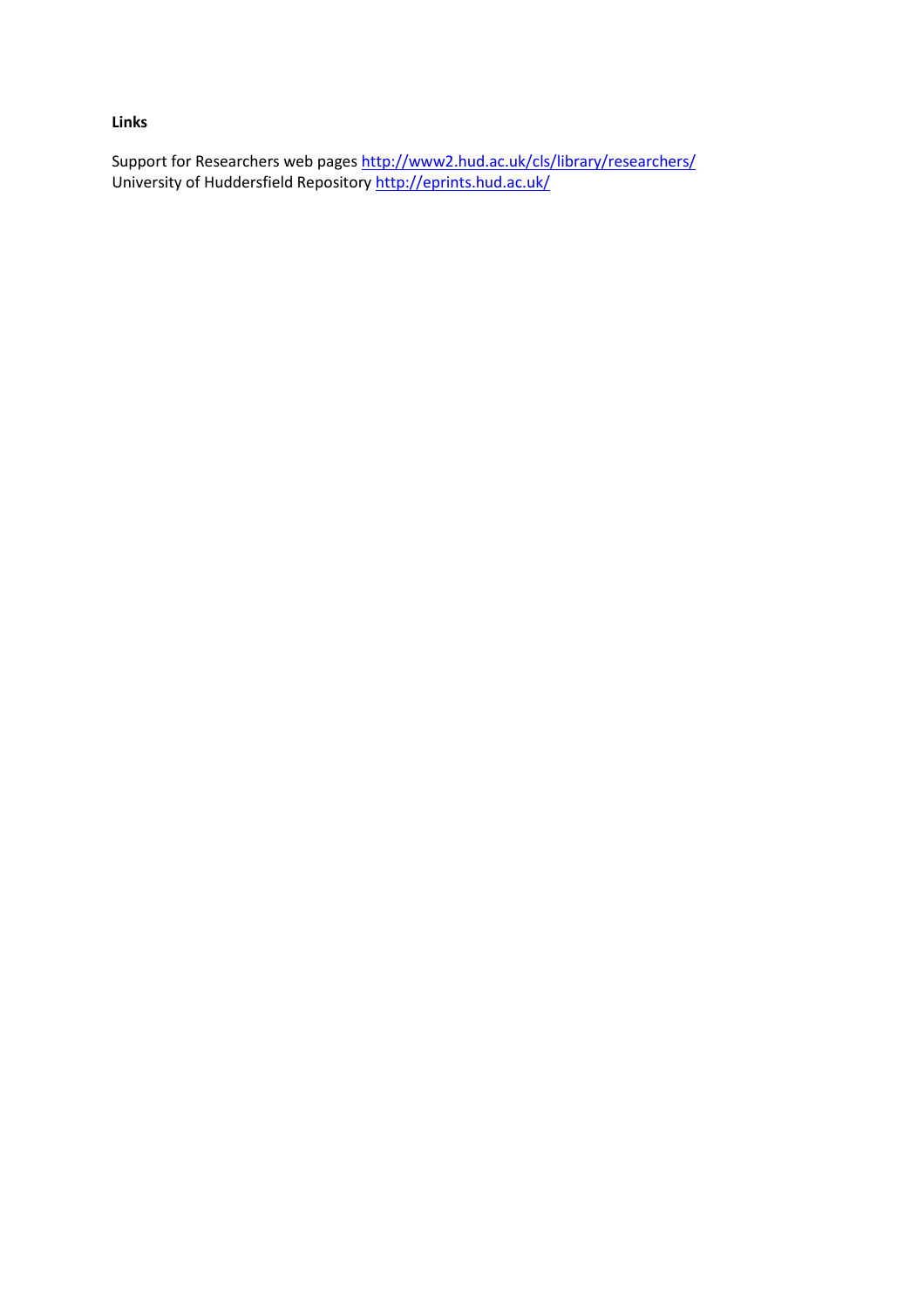**Links**

Support for Researchers web pages http://www2.hud.ac.uk/cls/library/researchers/
University of Huddersfield Repository http://eprints.hud.ac.uk/